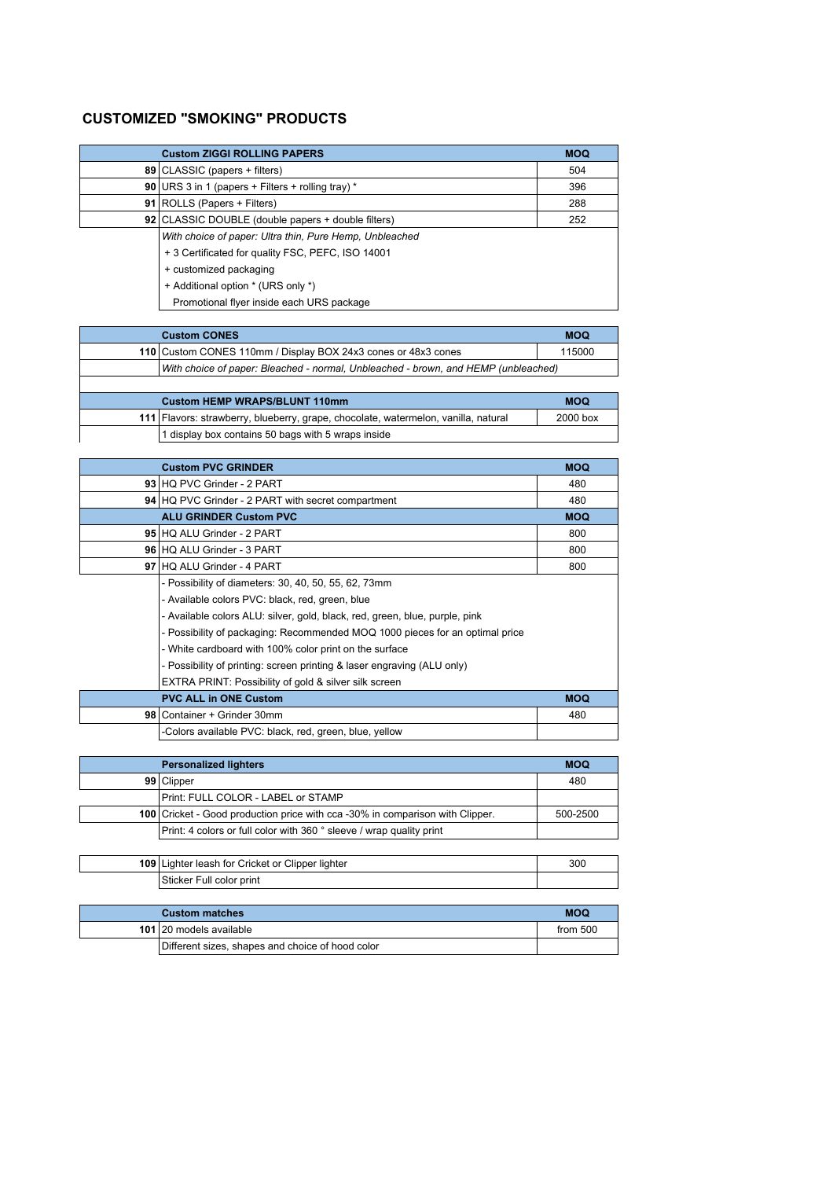## CUSTOMIZED "SMOKING" PRODUCTS

| | Custom ZIGGI ROLLING PAPERS | MOQ |
|---|---|---|
| 89 | CLASSIC (papers + filters) | 504 |
| 90 | URS 3 in 1 (papers + Filters + rolling tray) * | 396 |
| 91 | ROLLS (Papers + Filters) | 288 |
| 92 | CLASSIC DOUBLE (double papers + double filters) | 252 |
| | *With choice of paper: Ultra thin, Pure Hemp, Unbleached* | |
| | + 3 Certificated for quality FSC, PEFC, ISO 14001 | |
| | + customized packaging | |
| | + Additional option * (URS only *) | |
| | Promotional flyer inside each URS package | |

| | Custom CONES | MOQ |
|---|---|---|
| 110 | Custom CONES 110mm / Display BOX 24x3 cones or 48x3 cones | 115000 |
| | *With choice of paper: Bleached - normal, Unbleached - brown, and HEMP (unbleached)* | |

| | Custom HEMP WRAPS/BLUNT 110mm | MOQ |
|---|---|---|
| 111 | Flavors: strawberry, blueberry, grape, chocolate, watermelon, vanilla, natural | 2000 box |
| | 1 display box contains 50 bags with 5 wraps inside | |

| | Custom PVC GRINDER | MOQ |
|---|---|---|
| 93 | HQ PVC Grinder - 2 PART | 480 |
| 94 | HQ PVC Grinder - 2 PART with secret compartment | 480 |
| | **ALU GRINDER Custom PVC** | **MOQ** |
| 95 | HQ ALU Grinder - 2 PART | 800 |
| 96 | HQ ALU Grinder - 3 PART | 800 |
| 97 | HQ ALU Grinder - 4 PART | 800 |
| | - Possibility of diameters: 30, 40, 50, 55, 62, 73mm | |
| | - Available colors PVC: black, red, green, blue | |
| | - Available colors ALU: silver, gold, black, red, green, blue, purple, pink | |
| | - Possibility of packaging: Recommended MOQ 1000 pieces for an optimal price | |
| | - White cardboard with 100% color print on the surface | |
| | - Possibility of printing: screen printing & laser engraving (ALU only) | |
| | EXTRA PRINT: Possibility of gold & silver silk screen | |
| | **PVC ALL in ONE Custom** | **MOQ** |
| 98 | Container + Grinder 30mm | 480 |
| | -Colors available PVC: black, red, green, blue, yellow | |

| | Personalized lighters | MOQ |
|---|---|---|
| 99 | Clipper | 480 |
| | Print: FULL COLOR - LABEL or STAMP | |
| 100 | Cricket - Good production price with cca -30% in comparison with Clipper. | 500-2500 |
| | Print: 4 colors or full color with 360 ° sleeve / wrap quality print | |

| | | |
|---|---|---|
| 109 | Lighter leash for Cricket or Clipper lighter | 300 |
| | Sticker Full color print | |

| | Custom matches | MOQ |
|---|---|---|
| 101 | 20 models available | from 500 |
| | Different sizes, shapes and choice of hood color | |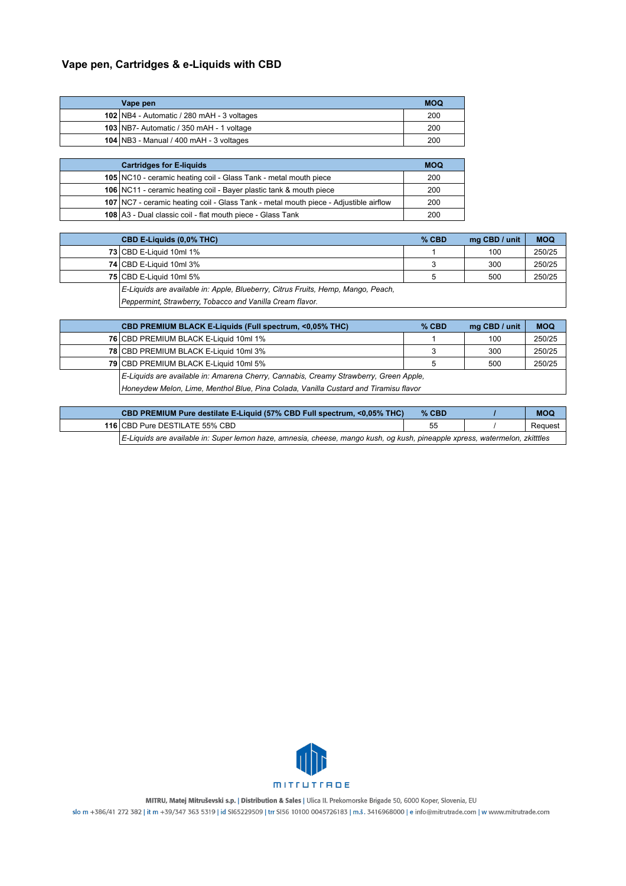## Vape pen, Cartridges & e-Liquids with CBD

| | Vape pen | MOQ |
|---|---|---|
| **102** | NB4 - Automatic / 280 mAH - 3 voltages | 200 |
| **103** | NB7- Automatic / 350 mAH - 1 voltage | 200 |
| **104** | NB3 - Manual / 400 mAH - 3 voltages | 200 |

| | Cartridges for E-liquids | MOQ |
|---|---|---|
| **105** | NC10 - ceramic heating coil - Glass Tank - metal mouth piece | 200 |
| **106** | NC11 - ceramic heating coil - Bayer plastic tank & mouth piece | 200 |
| **107** | NC7 - ceramic heating coil - Glass Tank - metal mouth piece - Adjustible airflow | 200 |
| **108** | A3 - Dual classic coil - flat mouth piece - Glass Tank | 200 |

| | CBD E-Liquids (0,0% THC) | % CBD | mg CBD / unit | MOQ |
|---|---|---|---|---|
| **73** | CBD E-Liquid 10ml 1% | 1 | 100 | 250/25 |
| **74** | CBD E-Liquid 10ml 3% | 3 | 300 | 250/25 |
| **75** | CBD E-Liquid 10ml 5% | 5 | 500 | 250/25 |
| | *E-Liquids are available in: Apple, Blueberry, Citrus Fruits, Hemp, Mango, Peach, Peppermint, Strawberry, Tobacco and Vanilla Cream flavor.* | | | |

| | CBD PREMIUM BLACK E-Liquids (Full spectrum, <0,05% THC) | % CBD | mg CBD / unit | MOQ |
|---|---|---|---|---|
| **76** | CBD PREMIUM BLACK E-Liquid 10ml 1% | 1 | 100 | 250/25 |
| **78** | CBD PREMIUM BLACK E-Liquid 10ml 3% | 3 | 300 | 250/25 |
| **79** | CBD PREMIUM BLACK E-Liquid 10ml 5% | 5 | 500 | 250/25 |
| | *E-Liquids are available in: Amarena Cherry, Cannabis, Creamy Strawberry, Green Apple, Honeydew Melon, Lime, Menthol Blue, Pina Colada, Vanilla Custard and Tiramisu flavor* | | | |

| | CBD PREMIUM Pure destilate E-Liquid (57% CBD Full spectrum, <0,05% THC) | % CBD | / | MOQ |
|---|---|---|---|---|
| **116** | CBD Pure DESTILATE 55% CBD | 55 | / | Request |
| | *E-Liquids are available in: Super lemon haze, amnesia, cheese, mango kush, og kush, pineapple xpress, watermelon, zkitttles* | | | |

MITRUTRADE

MITRU, Matej Mitruševski s.p. | Distribution & Sales | Ulica II. Prekomorske Brigade 50, 6000 Koper, Slovenia, EU

slo m +386/41 272 382 | it m +39/347 363 5319 | id SI65229509 | trr SI56 10100 0045726183 | m.š. 3416968000 | e info@mitrutrade.com | w www.mitrutrade.com